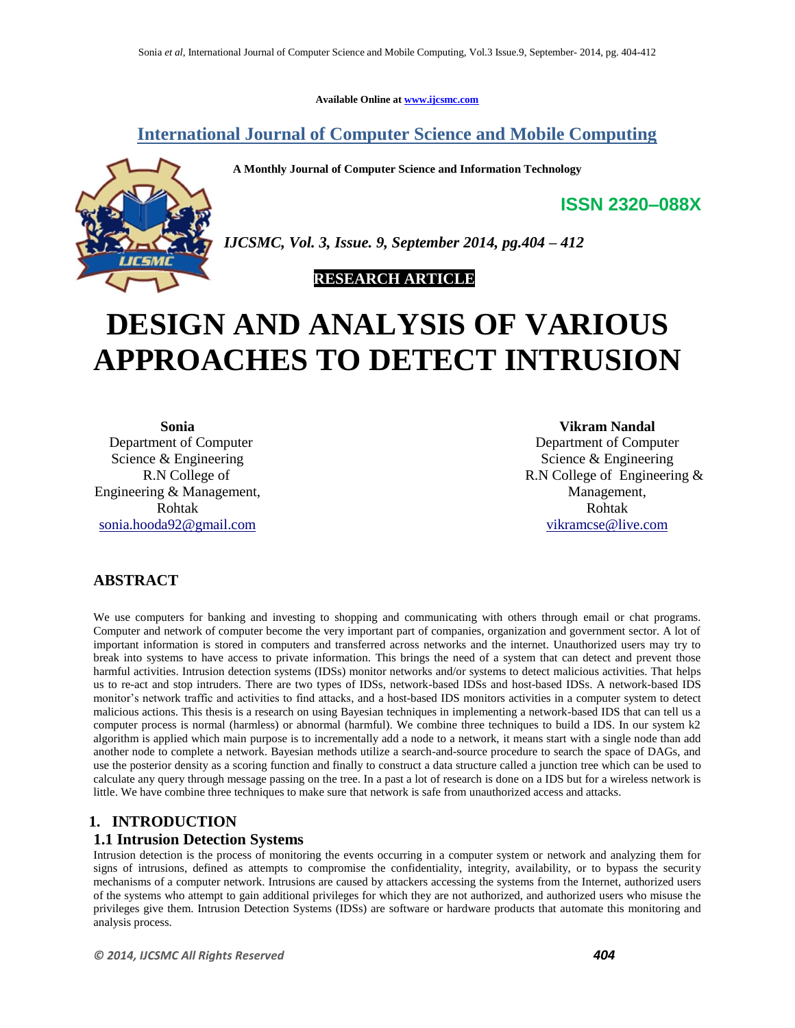Available Online at www.ijcsmc.com

# International Journal of Computer Science and Mobile Computing

**A Monthly Journal of Computer Science and Information Technology**

**ISSN 2320–088X**

*IJCSMC, Vol. 3, Issue. 9, September 2014, pg.404 – 412*

**RESEARCH ARTICLE**

# DESIGN AND ANALYSIS OF VARIOUS APPROACHES TO DETECT INTRUSION

**Sonia**
Department of Computer Science & Engineering
R.N College of Engineering & Management, Rohtak
sonia.hooda92@gmail.com

**Vikram Nandal**
Department of Computer Science & Engineering
R.N College of Engineering & Management, Rohtak
vikramcse@live.com

## ABSTRACT

We use computers for banking and investing to shopping and communicating with others through email or chat programs. Computer and network of computer become the very important part of companies, organization and government sector. A lot of important information is stored in computers and transferred across networks and the internet. Unauthorized users may try to break into systems to have access to private information. This brings the need of a system that can detect and prevent those harmful activities. Intrusion detection systems (IDSs) monitor networks and/or systems to detect malicious activities. That helps us to re-act and stop intruders. There are two types of IDSs, network-based IDSs and host-based IDSs. A network-based IDS monitor's network traffic and activities to find attacks, and a host-based IDS monitors activities in a computer system to detect malicious actions. This thesis is a research on using Bayesian techniques in implementing a network-based IDS that can tell us a computer process is normal (harmless) or abnormal (harmful). We combine three techniques to build a IDS. In our system k2 algorithm is applied which main purpose is to incrementally add a node to a network, it means start with a single node than add another node to complete a network. Bayesian methods utilize a search-and-source procedure to search the space of DAGs, and use the posterior density as a scoring function and finally to construct a data structure called a junction tree which can be used to calculate any query through message passing on the tree. In a past a lot of research is done on a IDS but for a wireless network is little. We have combine three techniques to make sure that network is safe from unauthorized access and attacks.

## 1. INTRODUCTION

### 1.1 Intrusion Detection Systems

Intrusion detection is the process of monitoring the events occurring in a computer system or network and analyzing them for signs of intrusions, defined as attempts to compromise the confidentiality, integrity, availability, or to bypass the security mechanisms of a computer network. Intrusions are caused by attackers accessing the systems from the Internet, authorized users of the systems who attempt to gain additional privileges for which they are not authorized, and authorized users who misuse the privileges give them. Intrusion Detection Systems (IDSs) are software or hardware products that automate this monitoring and analysis process.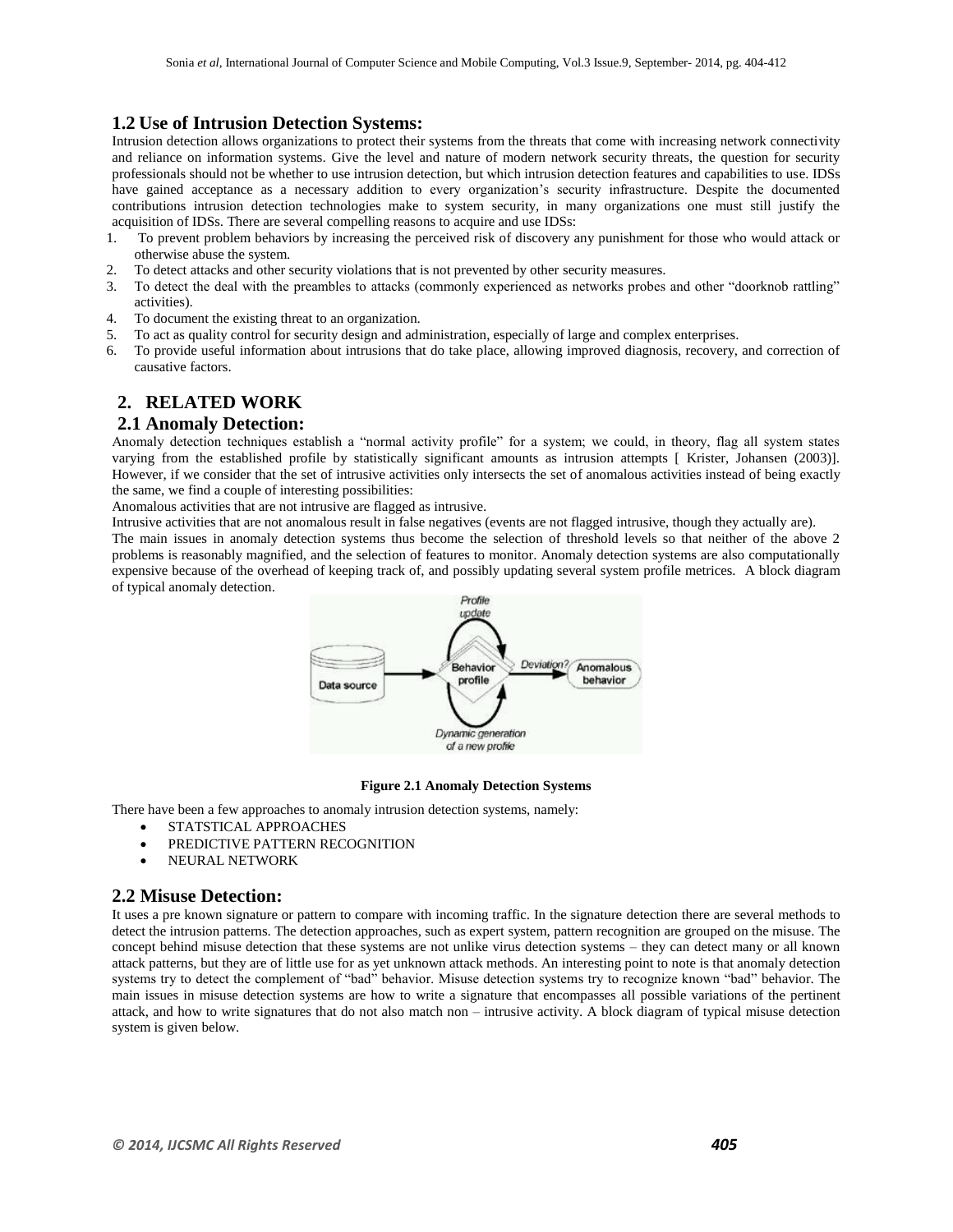## 1.2 Use of Intrusion Detection Systems:

Intrusion detection allows organizations to protect their systems from the threats that come with increasing network connectivity and reliance on information systems. Give the level and nature of modern network security threats, the question for security professionals should not be whether to use intrusion detection, but which intrusion detection features and capabilities to use. IDSs have gained acceptance as a necessary addition to every organization's security infrastructure. Despite the documented contributions intrusion detection technologies make to system security, in many organizations one must still justify the acquisition of IDSs. There are several compelling reasons to acquire and use IDSs:

1. To prevent problem behaviors by increasing the perceived risk of discovery any punishment for those who would attack or otherwise abuse the system.
2. To detect attacks and other security violations that is not prevented by other security measures.
3. To detect the deal with the preambles to attacks (commonly experienced as networks probes and other "doorknob rattling" activities).
4. To document the existing threat to an organization.
5. To act as quality control for security design and administration, especially of large and complex enterprises.
6. To provide useful information about intrusions that do take place, allowing improved diagnosis, recovery, and correction of causative factors.

# 2. RELATED WORK

## 2.1 Anomaly Detection:

Anomaly detection techniques establish a "normal activity profile" for a system; we could, in theory, flag all system states varying from the established profile by statistically significant amounts as intrusion attempts [ Krister, Johansen (2003)]. However, if we consider that the set of intrusive activities only intersects the set of anomalous activities instead of being exactly the same, we find a couple of interesting possibilities:

Anomalous activities that are not intrusive are flagged as intrusive.

Intrusive activities that are not anomalous result in false negatives (events are not flagged intrusive, though they actually are).

The main issues in anomaly detection systems thus become the selection of threshold levels so that neither of the above 2 problems is reasonably magnified, and the selection of features to monitor. Anomaly detection systems are also computationally expensive because of the overhead of keeping track of, and possibly updating several system profile metrices. A block diagram of typical anomaly detection.

**Figure 2.1 Anomaly Detection Systems**

There have been a few approaches to anomaly intrusion detection systems, namely:

- STATSTICAL APPROACHES
- PREDICTIVE PATTERN RECOGNITION
- NEURAL NETWORK

## 2.2 Misuse Detection:

It uses a pre known signature or pattern to compare with incoming traffic. In the signature detection there are several methods to detect the intrusion patterns. The detection approaches, such as expert system, pattern recognition are grouped on the misuse. The concept behind misuse detection that these systems are not unlike virus detection systems – they can detect many or all known attack patterns, but they are of little use for as yet unknown attack methods. An interesting point to note is that anomaly detection systems try to detect the complement of "bad" behavior. Misuse detection systems try to recognize known "bad" behavior. The main issues in misuse detection systems are how to write a signature that encompasses all possible variations of the pertinent attack, and how to write signatures that do not also match non – intrusive activity. A block diagram of typical misuse detection system is given below.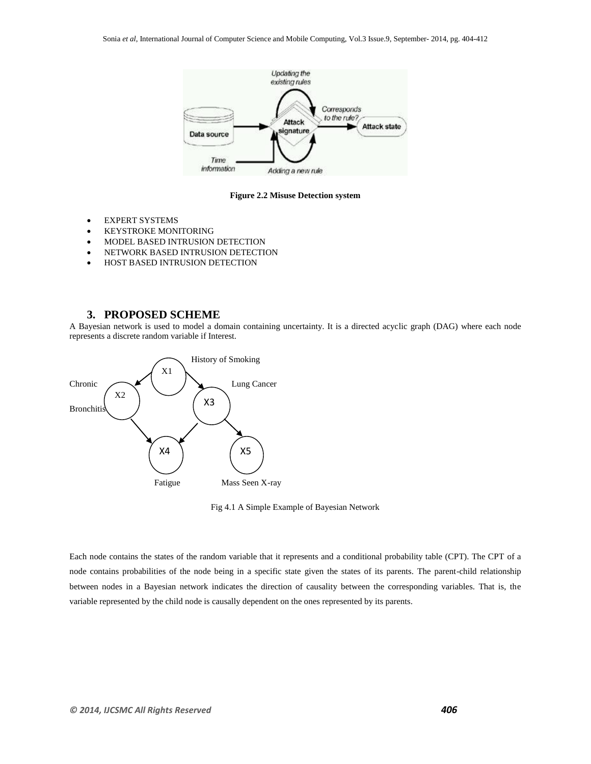**Figure 2.2 Misuse Detection system**

- EXPERT SYSTEMS
- KEYSTROKE MONITORING
- MODEL BASED INTRUSION DETECTION
- NETWORK BASED INTRUSION DETECTION
- HOST BASED INTRUSION DETECTION

## 3. PROPOSED SCHEME

A Bayesian network is used to model a domain containing uncertainty. It is a directed acyclic graph (DAG) where each node represents a discrete random variable if Interest.

Fig 4.1 A Simple Example of Bayesian Network

Each node contains the states of the random variable that it represents and a conditional probability table (CPT). The CPT of a node contains probabilities of the node being in a specific state given the states of its parents. The parent-child relationship between nodes in a Bayesian network indicates the direction of causality between the corresponding variables. That is, the variable represented by the child node is causally dependent on the ones represented by its parents.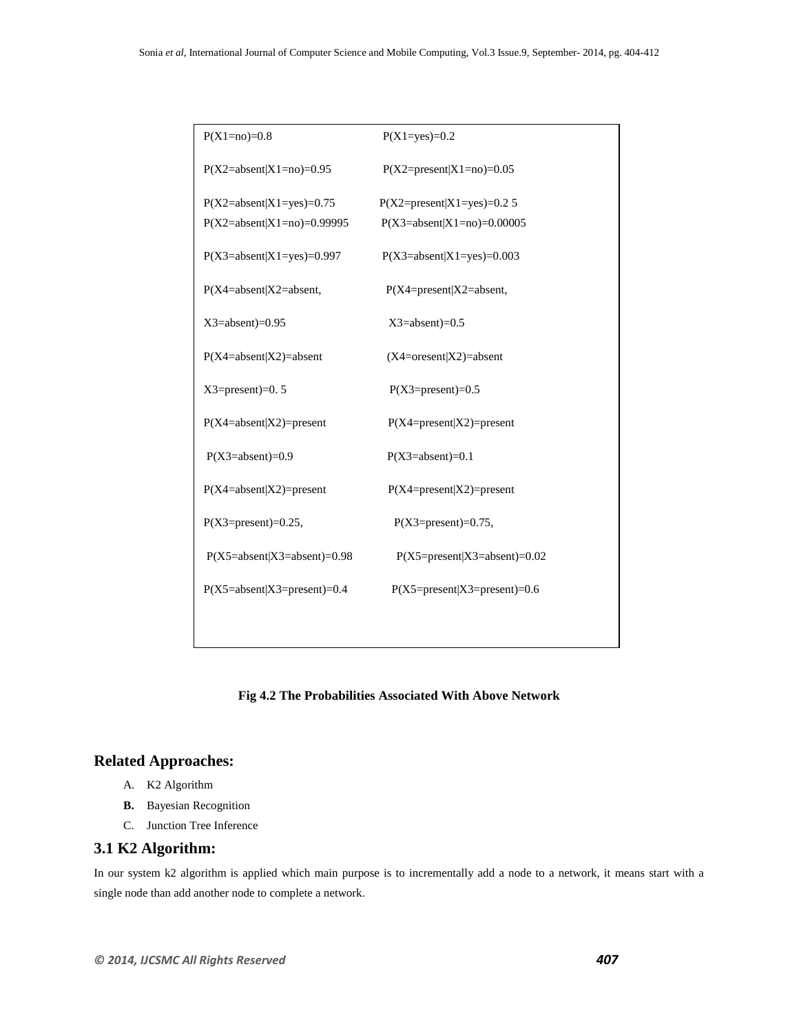| | |
|---|---|
| P(X1=no)=0.8 | P(X1=yes)=0.2 |
| P(X2=absent\|X1=no)=0.95 | P(X2=present\|X1=no)=0.05 |
| P(X2=absent\|X1=yes)=0.75 | P(X2=present\|X1=yes)=0.2 5 |
| P(X2=absent\|X1=no)=0.99995 | P(X3=absent\|X1=no)=0.00005 |
| P(X3=absent\|X1=yes)=0.997 | P(X3=absent\|X1=yes)=0.003 |
| P(X4=absent\|X2=absent, | P(X4=present\|X2=absent, |
| X3=absent)=0.95 | X3=absent)=0.5 |
| P(X4=absent\|X2)=absent | (X4=oresent\|X2)=absent |
| X3=present)=0. 5 | P(X3=present)=0.5 |
| P(X4=absent\|X2)=present | P(X4=present\|X2)=present |
| P(X3=absent)=0.9 | P(X3=absent)=0.1 |
| P(X4=absent\|X2)=present | P(X4=present\|X2)=present |
| P(X3=present)=0.25, | P(X3=present)=0.75, |
| P(X5=absent\|X3=absent)=0.98 | P(X5=present\|X3=absent)=0.02 |
| P(X5=absent\|X3=present)=0.4 | P(X5=present\|X3=present)=0.6 |

**Fig 4.2 The Probabilities Associated With Above Network**

## Related Approaches:

A. K2 Algorithm
**B.** Bayesian Recognition
C. Junction Tree Inference

## 3.1 K2 Algorithm:

In our system k2 algorithm is applied which main purpose is to incrementally add a node to a network, it means start with a single node than add another node to complete a network.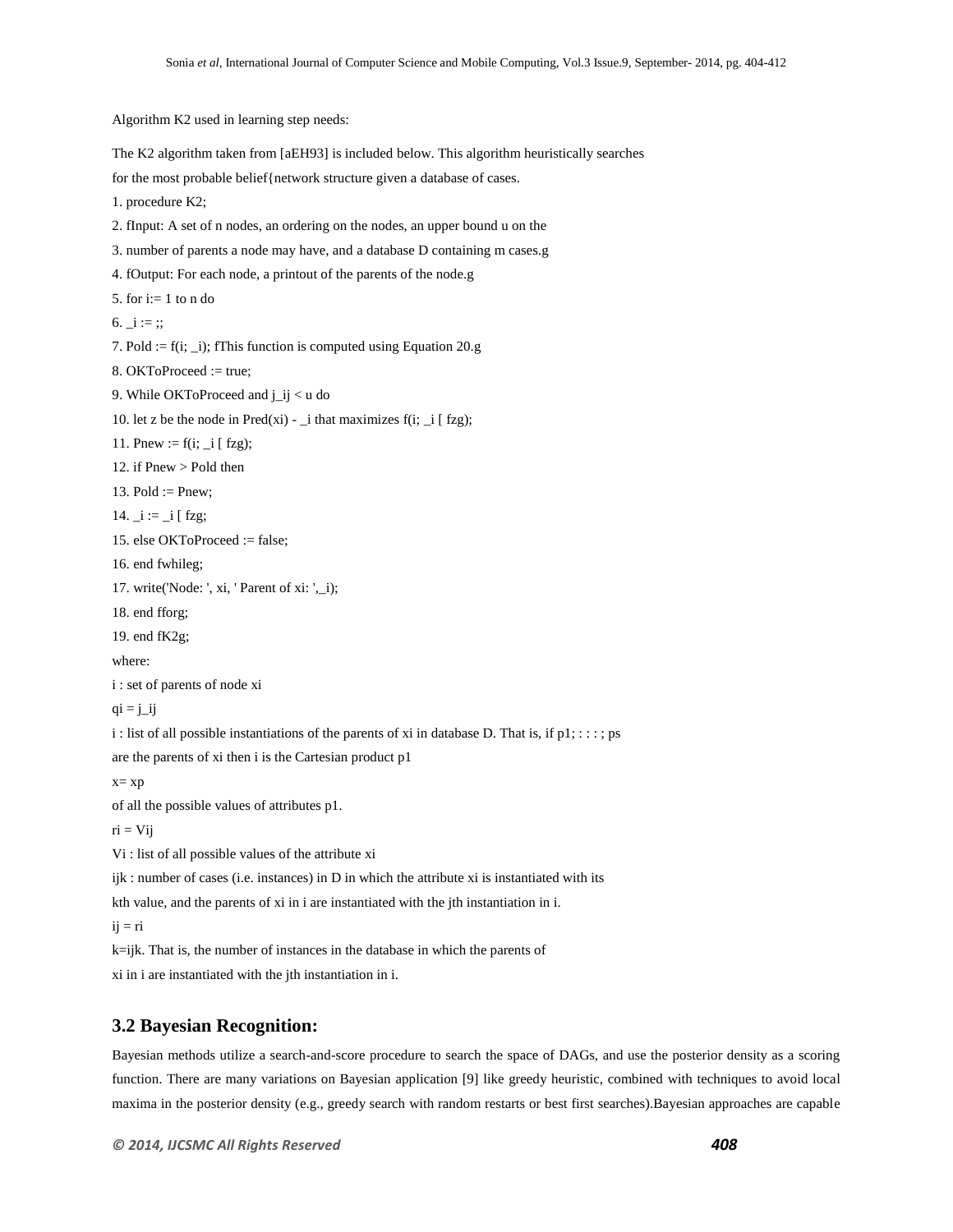Algorithm K2 used in learning step needs:

The K2 algorithm taken from [aEH93] is included below. This algorithm heuristically searches for the most probable belief{network structure given a database of cases.

1. procedure K2;
2. fInput: A set of n nodes, an ordering on the nodes, an upper bound u on the
3. number of parents a node may have, and a database D containing m cases.g
4. fOutput: For each node, a printout of the parents of the node.g
5. for i:= 1 to n do
6. _i := ;;
7. Pold := f(i; _i); fThis function is computed using Equation 20.g
8. OKToProceed := true;
9. While OKToProceed and j_ij < u do
10. let z be the node in Pred(xi) - _i that maximizes f(i; _i [ fzg);
11. Pnew := f(i; _i [ fzg);
12. if Pnew > Pold then
13. Pold := Pnew;
14. _i := _i [ fzg;
15. else OKToProceed := false;
16. end fwhileg;
17. write('Node: ', xi, ' Parent of xi: ',_i);
18. end fforg;
19. end fK2g;

where:

i : set of parents of node xi

qi = j_ij

i : list of all possible instantiations of the parents of xi in database D. That is, if p1; : : : ; ps are the parents of xi then i is the Cartesian product p1

x= xp

of all the possible values of attributes p1.

ri = Vij

Vi : list of all possible values of the attribute xi

ijk : number of cases (i.e. instances) in D in which the attribute xi is instantiated with its kth value, and the parents of xi in i are instantiated with the jth instantiation in i.

ij = ri

k=ijk. That is, the number of instances in the database in which the parents of xi in i are instantiated with the jth instantiation in i.

### 3.2 Bayesian Recognition:

Bayesian methods utilize a search-and-score procedure to search the space of DAGs, and use the posterior density as a scoring function. There are many variations on Bayesian application [9] like greedy heuristic, combined with techniques to avoid local maxima in the posterior density (e.g., greedy search with random restarts or best first searches).Bayesian approaches are capable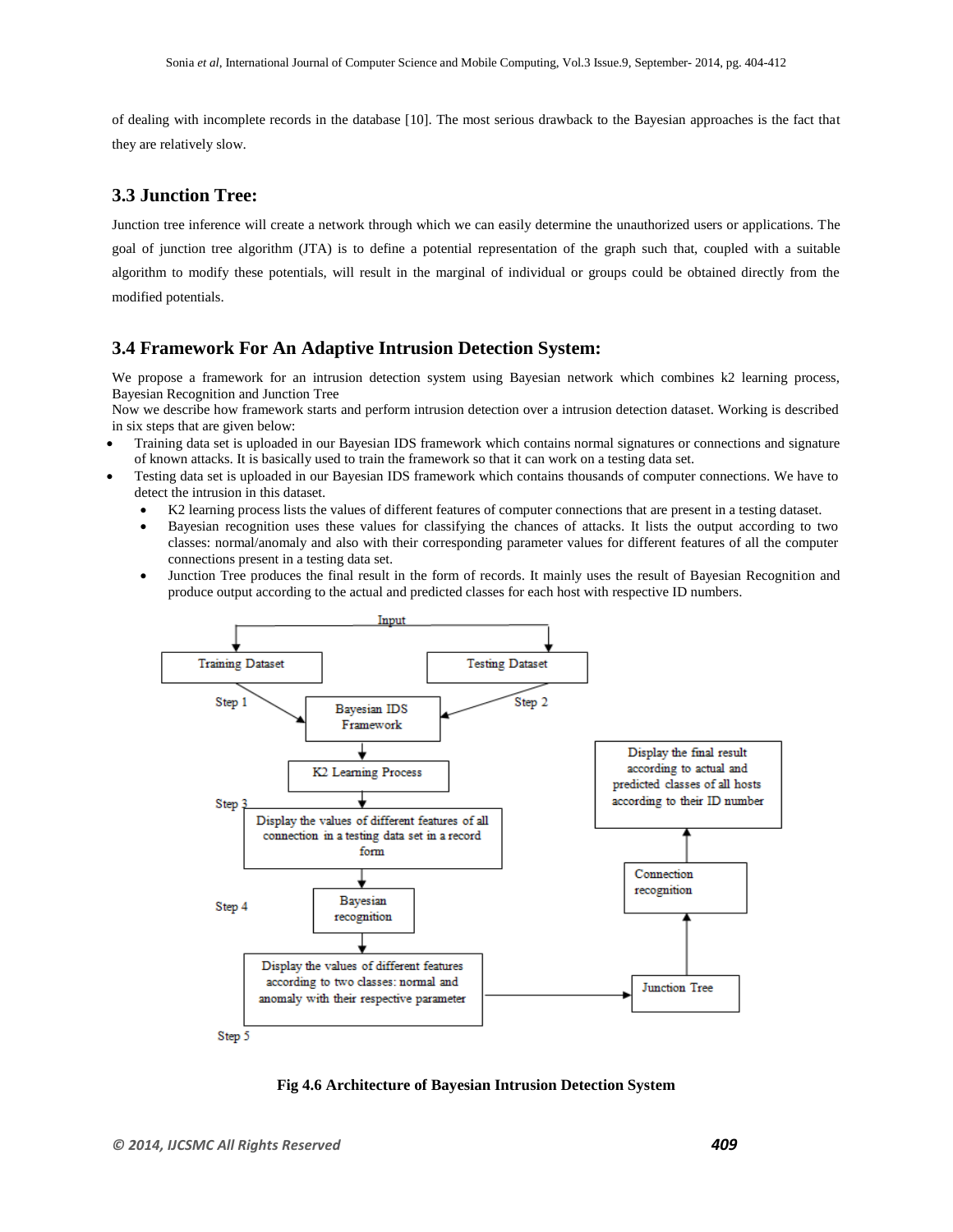of dealing with incomplete records in the database [10]. The most serious drawback to the Bayesian approaches is the fact that they are relatively slow.

## 3.3 Junction Tree:

Junction tree inference will create a network through which we can easily determine the unauthorized users or applications. The goal of junction tree algorithm (JTA) is to define a potential representation of the graph such that, coupled with a suitable algorithm to modify these potentials, will result in the marginal of individual or groups could be obtained directly from the modified potentials.

## 3.4 Framework For An Adaptive Intrusion Detection System:

We propose a framework for an intrusion detection system using Bayesian network which combines k2 learning process, Bayesian Recognition and Junction Tree

Now we describe how framework starts and perform intrusion detection over a intrusion detection dataset. Working is described in six steps that are given below:

- Training data set is uploaded in our Bayesian IDS framework which contains normal signatures or connections and signature of known attacks. It is basically used to train the framework so that it can work on a testing data set.
- Testing data set is uploaded in our Bayesian IDS framework which contains thousands of computer connections. We have to detect the intrusion in this dataset.
  - K2 learning process lists the values of different features of computer connections that are present in a testing dataset.
  - Bayesian recognition uses these values for classifying the chances of attacks. It lists the output according to two classes: normal/anomaly and also with their corresponding parameter values for different features of all the computer connections present in a testing data set.
  - Junction Tree produces the final result in the form of records. It mainly uses the result of Bayesian Recognition and produce output according to the actual and predicted classes for each host with respective ID numbers.

**Fig 4.6 Architecture of Bayesian Intrusion Detection System**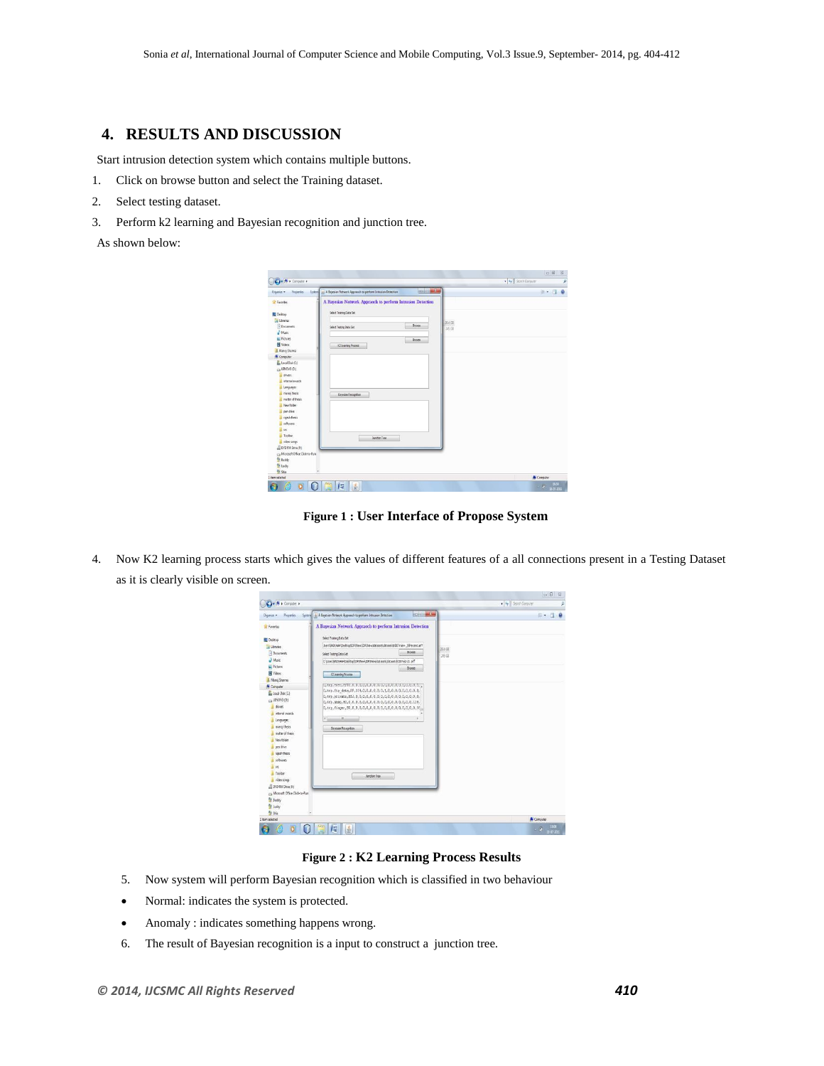## 4. RESULTS AND DISCUSSION

Start intrusion detection system which contains multiple buttons.

1. Click on browse button and select the Training dataset.
2. Select testing dataset.
3. Perform k2 learning and Bayesian recognition and junction tree.

As shown below:

**Figure 1 : User Interface of Propose System**

4. Now K2 learning process starts which gives the values of different features of a all connections present in a Testing Dataset as it is clearly visible on screen.

**Figure 2 : K2 Learning Process Results**

5. Now system will perform Bayesian recognition which is classified in two behaviour

- Normal: indicates the system is protected.
- Anomaly : indicates something happens wrong.

6. The result of Bayesian recognition is a input to construct a junction tree.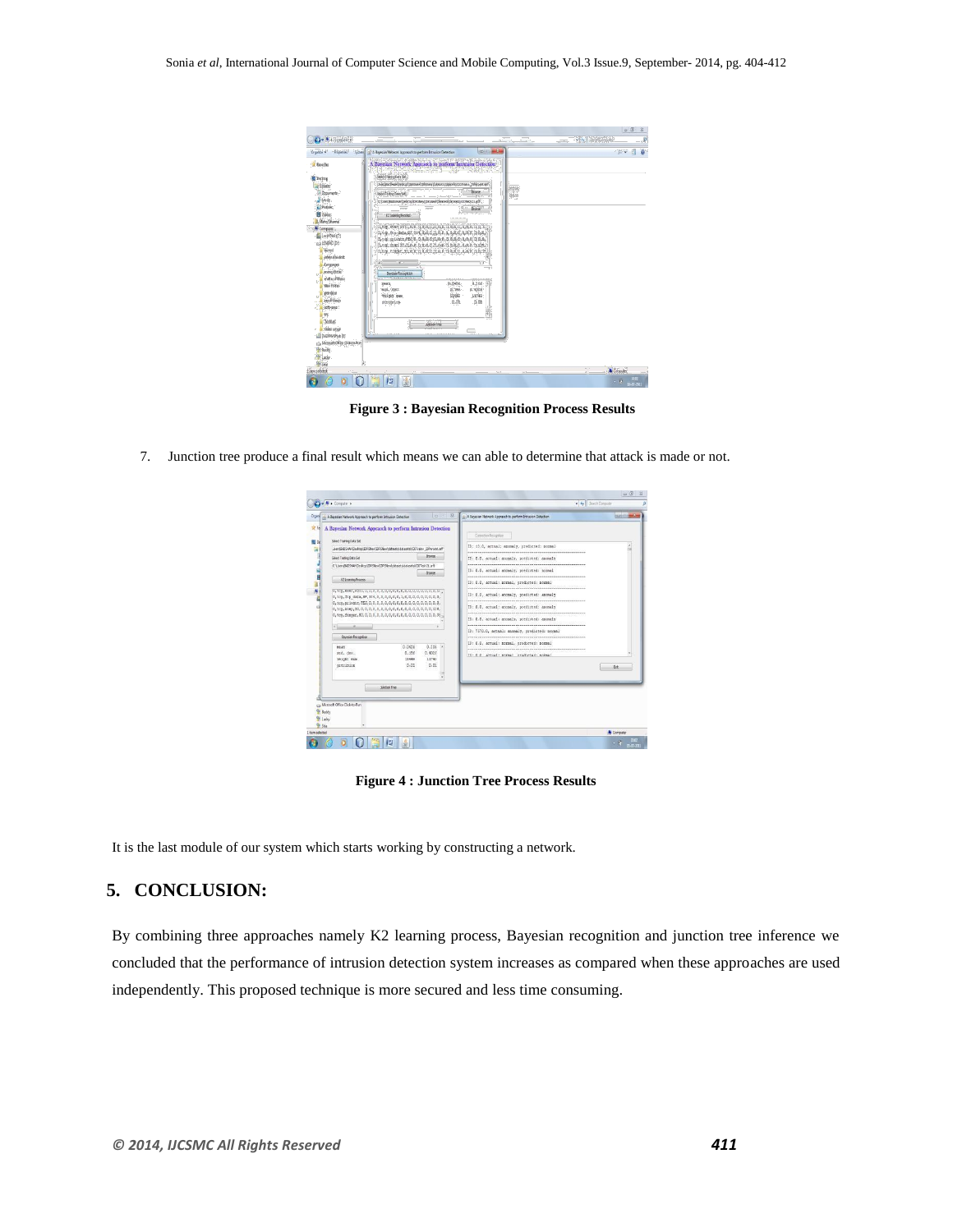**Figure 3 : Bayesian Recognition Process Results**

7. Junction tree produce a final result which means we can able to determine that attack is made or not.

**Figure 4 : Junction Tree Process Results**

It is the last module of our system which starts working by constructing a network.

## 5. CONCLUSION:

By combining three approaches namely K2 learning process, Bayesian recognition and junction tree inference we concluded that the performance of intrusion detection system increases as compared when these approaches are used independently. This proposed technique is more secured and less time consuming.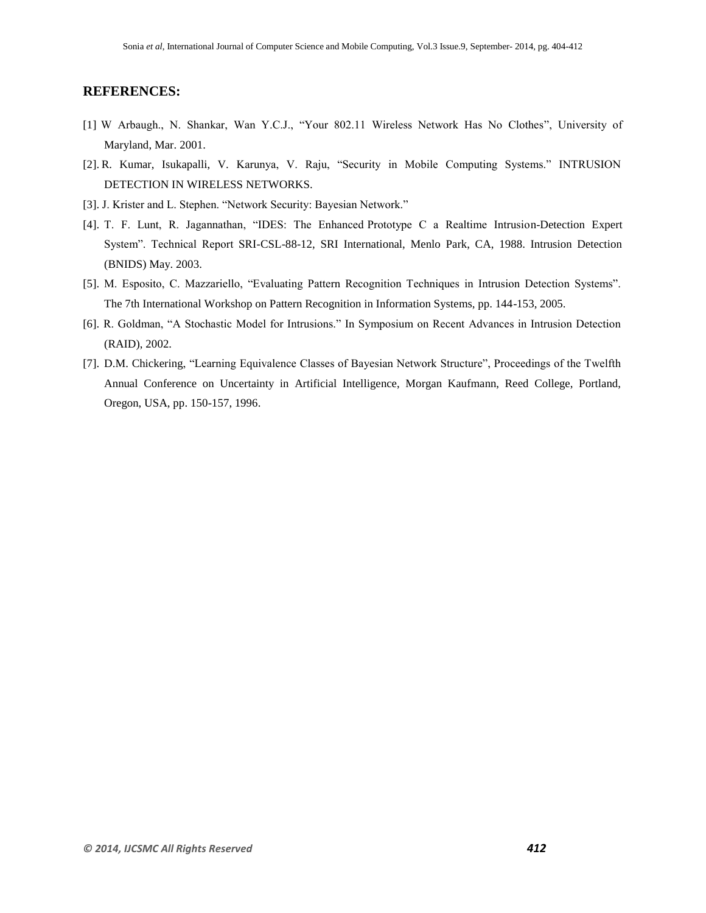## REFERENCES:

[1] W Arbaugh., N. Shankar, Wan Y.C.J., "Your 802.11 Wireless Network Has No Clothes", University of Maryland, Mar. 2001.

[2]. R. Kumar, Isukapalli, V. Karunya, V. Raju, "Security in Mobile Computing Systems." INTRUSION DETECTION IN WIRELESS NETWORKS.

[3]. J. Krister and L. Stephen. "Network Security: Bayesian Network."

[4]. T. F. Lunt, R. Jagannathan, "IDES: The Enhanced Prototype C a Realtime Intrusion-Detection Expert System". Technical Report SRI-CSL-88-12, SRI International, Menlo Park, CA, 1988. Intrusion Detection (BNIDS) May. 2003.

[5]. M. Esposito, C. Mazzariello, "Evaluating Pattern Recognition Techniques in Intrusion Detection Systems". The 7th International Workshop on Pattern Recognition in Information Systems, pp. 144-153, 2005.

[6]. R. Goldman, "A Stochastic Model for Intrusions." In Symposium on Recent Advances in Intrusion Detection (RAID), 2002.

[7]. D.M. Chickering, "Learning Equivalence Classes of Bayesian Network Structure", Proceedings of the Twelfth Annual Conference on Uncertainty in Artificial Intelligence, Morgan Kaufmann, Reed College, Portland, Oregon, USA, pp. 150-157, 1996.